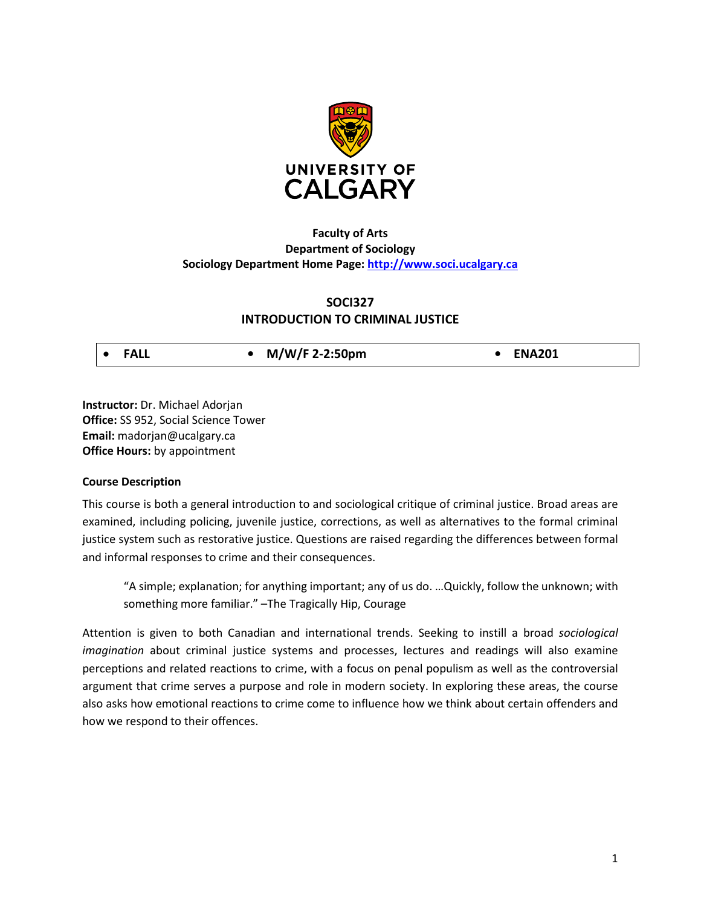UNIVERSITY OF CALGARY

**Faculty of Arts**
**Department of Sociology**
**Sociology Department Home Page: [http://www.soci.ucalgary.ca](http://www.soci.ucalgary.ca)**

# SOCI327
# INTRODUCTION TO CRIMINAL JUSTICE

| • FALL | • M/W/F 2-2:50pm | • ENA201 |
|---|---|---|

**Instructor:** Dr. Michael Adorjan
**Office:** SS 952, Social Science Tower
**Email:** madorjan@ucalgary.ca
**Office Hours:** by appointment

### Course Description

This course is both a general introduction to and sociological critique of criminal justice. Broad areas are examined, including policing, juvenile justice, corrections, as well as alternatives to the formal criminal justice system such as restorative justice. Questions are raised regarding the differences between formal and informal responses to crime and their consequences.

> "A simple; explanation; for anything important; any of us do. …Quickly, follow the unknown; with something more familiar." –The Tragically Hip, Courage

Attention is given to both Canadian and international trends. Seeking to instill a broad *sociological imagination* about criminal justice systems and processes, lectures and readings will also examine perceptions and related reactions to crime, with a focus on penal populism as well as the controversial argument that crime serves a purpose and role in modern society. In exploring these areas, the course also asks how emotional reactions to crime come to influence how we think about certain offenders and how we respond to their offences.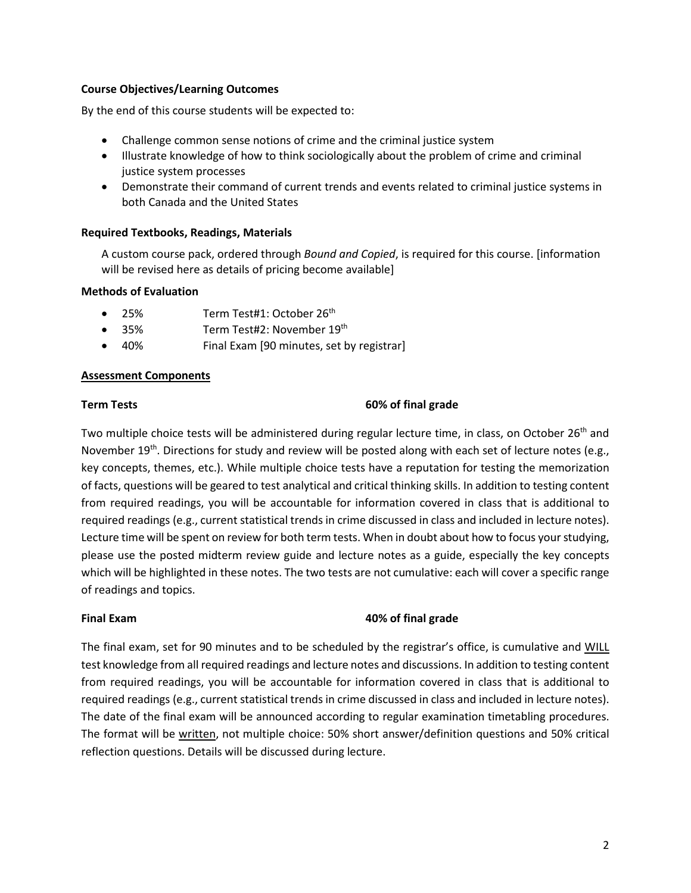**Course Objectives/Learning Outcomes**

By the end of this course students will be expected to:

- Challenge common sense notions of crime and the criminal justice system
- Illustrate knowledge of how to think sociologically about the problem of crime and criminal justice system processes
- Demonstrate their command of current trends and events related to criminal justice systems in both Canada and the United States

**Required Textbooks, Readings, Materials**

A custom course pack, ordered through *Bound and Copied*, is required for this course. [information will be revised here as details of pricing become available]

**Methods of Evaluation**

- 25% Term Test#1: October 26th
- 35% Term Test#2: November 19th
- 40% Final Exam [90 minutes, set by registrar]

**Assessment Components**

**Term Tests** **60% of final grade**

Two multiple choice tests will be administered during regular lecture time, in class, on October 26th and November 19th. Directions for study and review will be posted along with each set of lecture notes (e.g., key concepts, themes, etc.). While multiple choice tests have a reputation for testing the memorization of facts, questions will be geared to test analytical and critical thinking skills. In addition to testing content from required readings, you will be accountable for information covered in class that is additional to required readings (e.g., current statistical trends in crime discussed in class and included in lecture notes). Lecture time will be spent on review for both term tests. When in doubt about how to focus your studying, please use the posted midterm review guide and lecture notes as a guide, especially the key concepts which will be highlighted in these notes. The two tests are not cumulative: each will cover a specific range of readings and topics.

**Final Exam** **40% of final grade**

The final exam, set for 90 minutes and to be scheduled by the registrar's office, is cumulative and WILL test knowledge from all required readings and lecture notes and discussions. In addition to testing content from required readings, you will be accountable for information covered in class that is additional to required readings (e.g., current statistical trends in crime discussed in class and included in lecture notes). The date of the final exam will be announced according to regular examination timetabling procedures. The format will be written, not multiple choice: 50% short answer/definition questions and 50% critical reflection questions. Details will be discussed during lecture.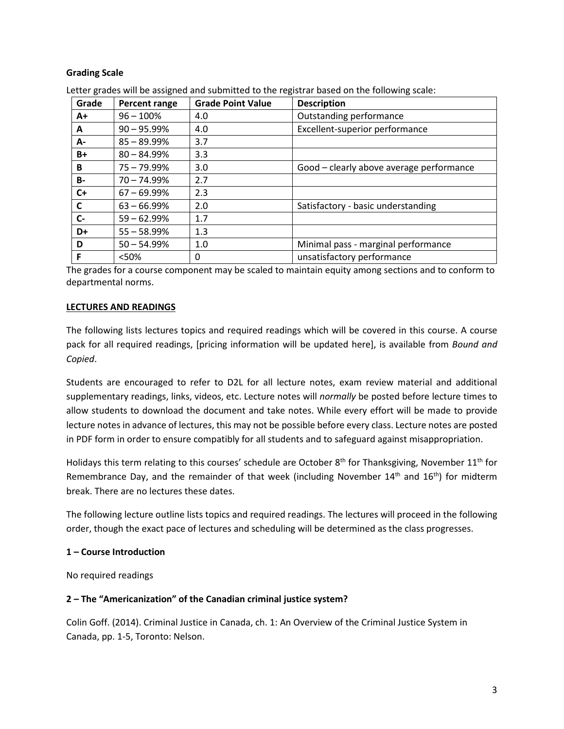**Grading Scale**

Letter grades will be assigned and submitted to the registrar based on the following scale:

| Grade | Percent range | Grade Point Value | Description |
|---|---|---|---|
| **A+** | 96 – 100% | 4.0 | Outstanding performance |
| **A** | 90 – 95.99% | 4.0 | Excellent-superior performance |
| **A-** | 85 – 89.99% | 3.7 | |
| **B+** | 80 – 84.99% | 3.3 | |
| **B** | 75 – 79.99% | 3.0 | Good – clearly above average performance |
| **B-** | 70 – 74.99% | 2.7 | |
| **C+** | 67 – 69.99% | 2.3 | |
| **C** | 63 – 66.99% | 2.0 | Satisfactory - basic understanding |
| **C-** | 59 – 62.99% | 1.7 | |
| **D+** | 55 – 58.99% | 1.3 | |
| **D** | 50 – 54.99% | 1.0 | Minimal pass - marginal performance |
| **F** | <50% | 0 | unsatisfactory performance |

The grades for a course component may be scaled to maintain equity among sections and to conform to departmental norms.

## LECTURES AND READINGS

The following lists lectures topics and required readings which will be covered in this course. A course pack for all required readings, [pricing information will be updated here], is available from *Bound and Copied*.

Students are encouraged to refer to D2L for all lecture notes, exam review material and additional supplementary readings, links, videos, etc. Lecture notes will *normally* be posted before lecture times to allow students to download the document and take notes. While every effort will be made to provide lecture notes in advance of lectures, this may not be possible before every class. Lecture notes are posted in PDF form in order to ensure compatibly for all students and to safeguard against misappropriation.

Holidays this term relating to this courses' schedule are October 8th for Thanksgiving, November 11th for Remembrance Day, and the remainder of that week (including November 14th and 16th) for midterm break. There are no lectures these dates.

The following lecture outline lists topics and required readings. The lectures will proceed in the following order, though the exact pace of lectures and scheduling will be determined as the class progresses.

**1 – Course Introduction**

No required readings

**2 – The "Americanization" of the Canadian criminal justice system?**

Colin Goff. (2014). Criminal Justice in Canada, ch. 1: An Overview of the Criminal Justice System in Canada, pp. 1-5, Toronto: Nelson.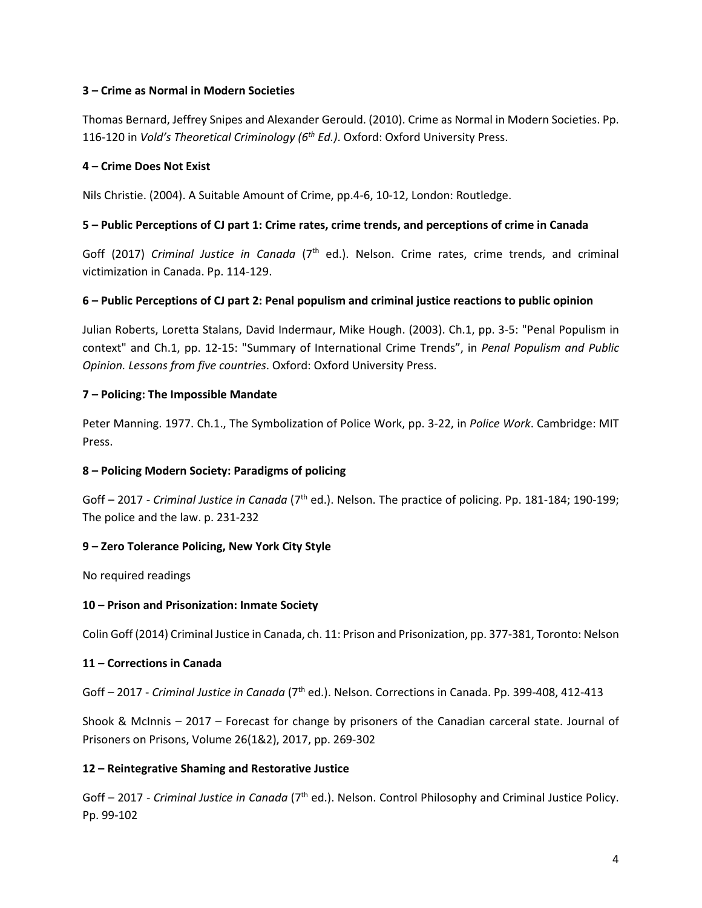**3 – Crime as Normal in Modern Societies**

Thomas Bernard, Jeffrey Snipes and Alexander Gerould. (2010). Crime as Normal in Modern Societies. Pp. 116-120 in *Vold's Theoretical Criminology (6th Ed.)*. Oxford: Oxford University Press.

**4 – Crime Does Not Exist**

Nils Christie. (2004). A Suitable Amount of Crime, pp.4-6, 10-12, London: Routledge.

**5 – Public Perceptions of CJ part 1: Crime rates, crime trends, and perceptions of crime in Canada**

Goff (2017) *Criminal Justice in Canada* (7th ed.). Nelson. Crime rates, crime trends, and criminal victimization in Canada. Pp. 114-129.

**6 – Public Perceptions of CJ part 2: Penal populism and criminal justice reactions to public opinion**

Julian Roberts, Loretta Stalans, David Indermaur, Mike Hough. (2003). Ch.1, pp. 3-5: "Penal Populism in context" and Ch.1, pp. 12-15: "Summary of International Crime Trends", in *Penal Populism and Public Opinion. Lessons from five countries*. Oxford: Oxford University Press.

**7 – Policing: The Impossible Mandate**

Peter Manning. 1977. Ch.1., The Symbolization of Police Work, pp. 3-22, in *Police Work*. Cambridge: MIT Press.

**8 – Policing Modern Society: Paradigms of policing**

Goff – 2017 - *Criminal Justice in Canada* (7th ed.). Nelson. The practice of policing. Pp. 181-184; 190-199; The police and the law. p. 231-232

**9 – Zero Tolerance Policing, New York City Style**

No required readings

**10 – Prison and Prisonization: Inmate Society**

Colin Goff (2014) Criminal Justice in Canada, ch. 11: Prison and Prisonization, pp. 377-381, Toronto: Nelson

**11 – Corrections in Canada**

Goff – 2017 - *Criminal Justice in Canada* (7th ed.). Nelson. Corrections in Canada. Pp. 399-408, 412-413

Shook & McInnis – 2017 – Forecast for change by prisoners of the Canadian carceral state. Journal of Prisoners on Prisons, Volume 26(1&2), 2017, pp. 269-302

**12 – Reintegrative Shaming and Restorative Justice**

Goff – 2017 - *Criminal Justice in Canada* (7th ed.). Nelson. Control Philosophy and Criminal Justice Policy. Pp. 99-102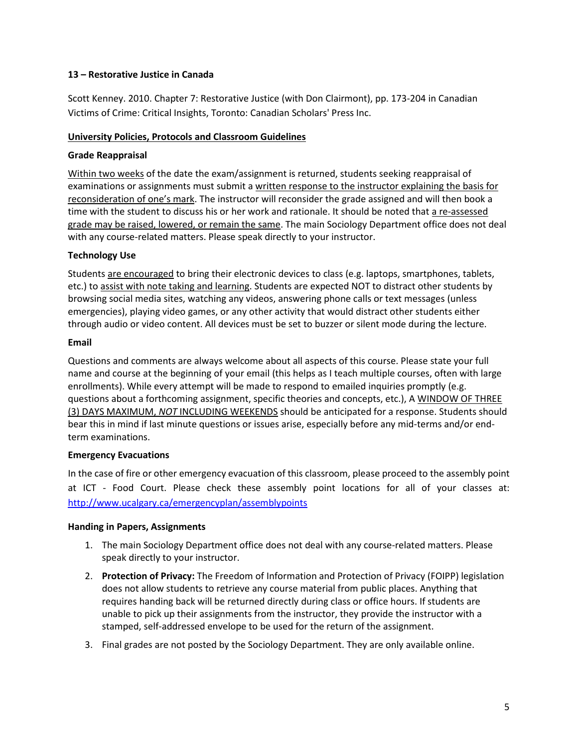**13 – Restorative Justice in Canada**

Scott Kenney. 2010. Chapter 7: Restorative Justice (with Don Clairmont), pp. 173-204 in Canadian Victims of Crime: Critical Insights, Toronto: Canadian Scholars' Press Inc.

## University Policies, Protocols and Classroom Guidelines

### Grade Reappraisal

Within two weeks of the date the exam/assignment is returned, students seeking reappraisal of examinations or assignments must submit a written response to the instructor explaining the basis for reconsideration of one's mark. The instructor will reconsider the grade assigned and will then book a time with the student to discuss his or her work and rationale. It should be noted that a re-assessed grade may be raised, lowered, or remain the same. The main Sociology Department office does not deal with any course-related matters. Please speak directly to your instructor.

### Technology Use

Students are encouraged to bring their electronic devices to class (e.g. laptops, smartphones, tablets, etc.) to assist with note taking and learning. Students are expected NOT to distract other students by browsing social media sites, watching any videos, answering phone calls or text messages (unless emergencies), playing video games, or any other activity that would distract other students either through audio or video content. All devices must be set to buzzer or silent mode during the lecture.

### Email

Questions and comments are always welcome about all aspects of this course. Please state your full name and course at the beginning of your email (this helps as I teach multiple courses, often with large enrollments). While every attempt will be made to respond to emailed inquiries promptly (e.g. questions about a forthcoming assignment, specific theories and concepts, etc.), A WINDOW OF THREE (3) DAYS MAXIMUM, *NOT* INCLUDING WEEKENDS should be anticipated for a response. Students should bear this in mind if last minute questions or issues arise, especially before any mid-terms and/or end-term examinations.

### Emergency Evacuations

In the case of fire or other emergency evacuation of this classroom, please proceed to the assembly point at ICT - Food Court. Please check these assembly point locations for all of your classes at: http://www.ucalgary.ca/emergencyplan/assemblypoints

### Handing in Papers, Assignments

1. The main Sociology Department office does not deal with any course-related matters. Please speak directly to your instructor.
2. **Protection of Privacy:** The Freedom of Information and Protection of Privacy (FOIPP) legislation does not allow students to retrieve any course material from public places. Anything that requires handing back will be returned directly during class or office hours. If students are unable to pick up their assignments from the instructor, they provide the instructor with a stamped, self-addressed envelope to be used for the return of the assignment.
3. Final grades are not posted by the Sociology Department. They are only available online.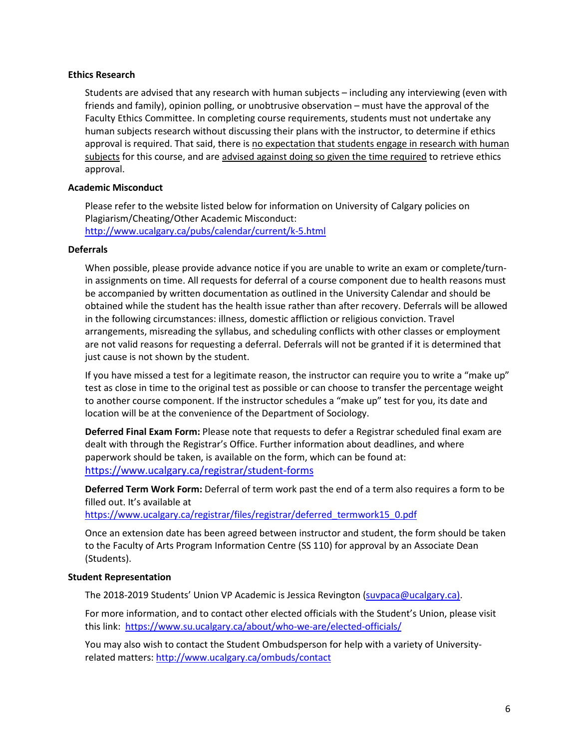### Ethics Research

Students are advised that any research with human subjects – including any interviewing (even with friends and family), opinion polling, or unobtrusive observation – must have the approval of the Faculty Ethics Committee. In completing course requirements, students must not undertake any human subjects research without discussing their plans with the instructor, to determine if ethics approval is required. That said, there is no expectation that students engage in research with human subjects for this course, and are advised against doing so given the time required to retrieve ethics approval.

### Academic Misconduct

Please refer to the website listed below for information on University of Calgary policies on Plagiarism/Cheating/Other Academic Misconduct:
http://www.ucalgary.ca/pubs/calendar/current/k-5.html

### Deferrals

When possible, please provide advance notice if you are unable to write an exam or complete/turn-in assignments on time. All requests for deferral of a course component due to health reasons must be accompanied by written documentation as outlined in the University Calendar and should be obtained while the student has the health issue rather than after recovery. Deferrals will be allowed in the following circumstances: illness, domestic affliction or religious conviction. Travel arrangements, misreading the syllabus, and scheduling conflicts with other classes or employment are not valid reasons for requesting a deferral. Deferrals will not be granted if it is determined that just cause is not shown by the student.

If you have missed a test for a legitimate reason, the instructor can require you to write a "make up" test as close in time to the original test as possible or can choose to transfer the percentage weight to another course component. If the instructor schedules a "make up" test for you, its date and location will be at the convenience of the Department of Sociology.

**Deferred Final Exam Form:** Please note that requests to defer a Registrar scheduled final exam are dealt with through the Registrar's Office. Further information about deadlines, and where paperwork should be taken, is available on the form, which can be found at:
https://www.ucalgary.ca/registrar/student-forms

**Deferred Term Work Form:** Deferral of term work past the end of a term also requires a form to be filled out. It's available at
https://www.ucalgary.ca/registrar/files/registrar/deferred_termwork15_0.pdf

Once an extension date has been agreed between instructor and student, the form should be taken to the Faculty of Arts Program Information Centre (SS 110) for approval by an Associate Dean (Students).

### Student Representation

The 2018-2019 Students' Union VP Academic is Jessica Revington (suvpaca@ucalgary.ca).

For more information, and to contact other elected officials with the Student's Union, please visit this link: https://www.su.ucalgary.ca/about/who-we-are/elected-officials/

You may also wish to contact the Student Ombudsperson for help with a variety of University-related matters: http://www.ucalgary.ca/ombuds/contact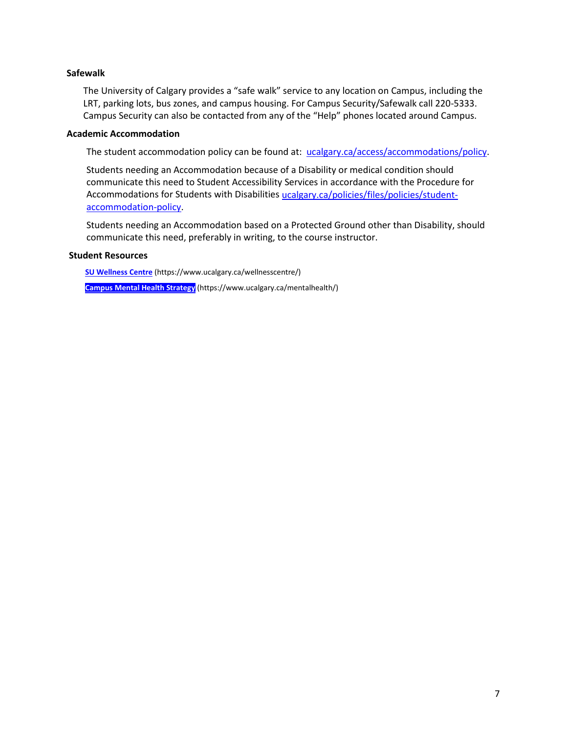**Safewalk**

The University of Calgary provides a "safe walk" service to any location on Campus, including the LRT, parking lots, bus zones, and campus housing. For Campus Security/Safewalk call 220-5333. Campus Security can also be contacted from any of the "Help" phones located around Campus.

**Academic Accommodation**

The student accommodation policy can be found at: [ucalgary.ca/access/accommodations/policy](ucalgary.ca/access/accommodations/policy).

Students needing an Accommodation because of a Disability or medical condition should communicate this need to Student Accessibility Services in accordance with the Procedure for Accommodations for Students with Disabilities [ucalgary.ca/policies/files/policies/student-accommodation-policy](ucalgary.ca/policies/files/policies/student-accommodation-policy).

Students needing an Accommodation based on a Protected Ground other than Disability, should communicate this need, preferably in writing, to the course instructor.

**Student Resources**

[**SU Wellness Centre**](https://www.ucalgary.ca/wellnesscentre/) (https://www.ucalgary.ca/wellnesscentre/)

[**Campus Mental Health Strategy**](https://www.ucalgary.ca/mentalhealth/) (https://www.ucalgary.ca/mentalhealth/)